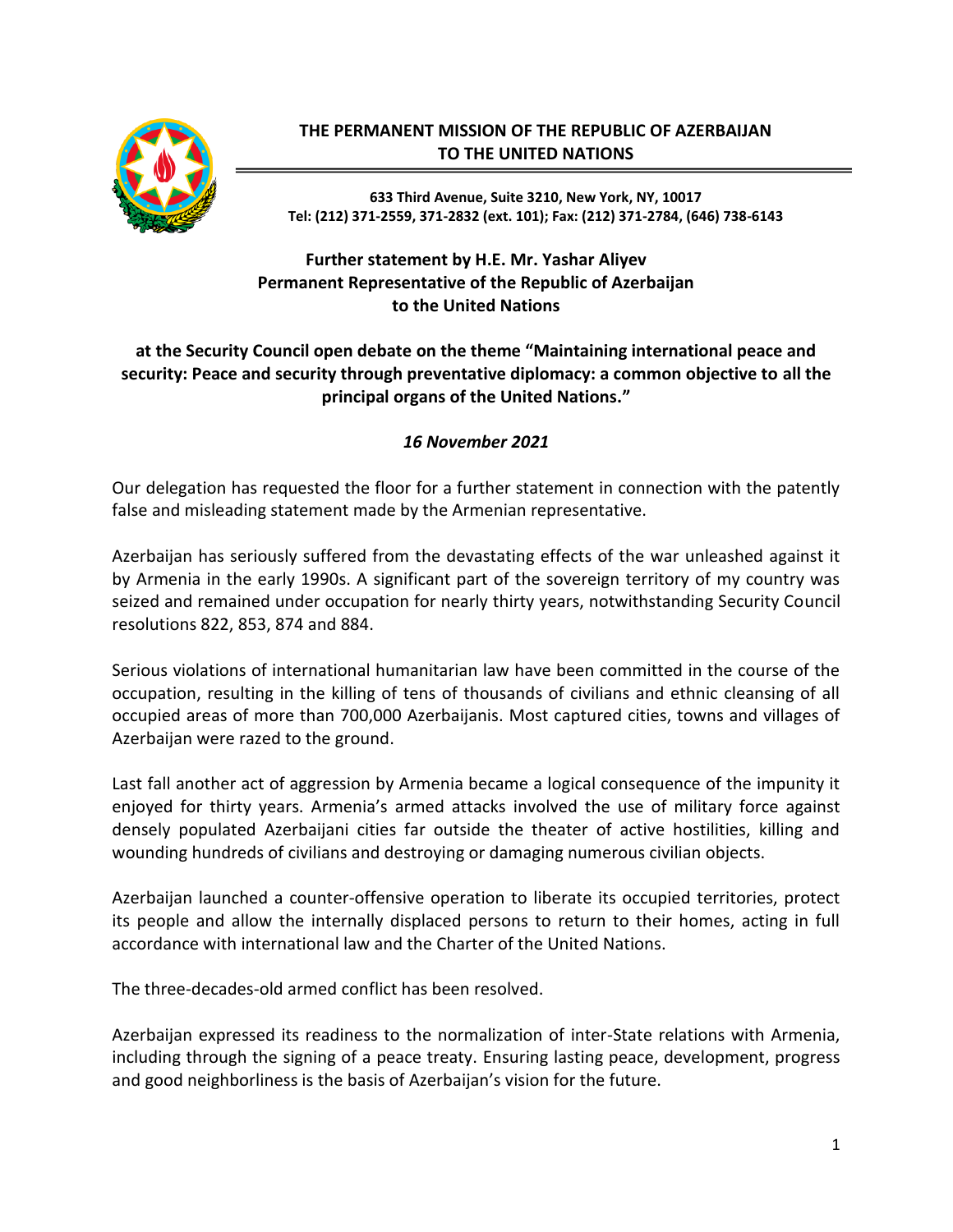**THE PERMANENT MISSION OF THE REPUBLIC OF AZERBAIJAN TO THE UNITED NATIONS**

**633 Third Avenue, Suite 3210, New York, NY, 10017**
**Tel: (212) 371-2559, 371-2832 (ext. 101); Fax: (212) 371-2784, (646) 738-6143**

**Further statement by H.E. Mr. Yashar Aliyev**
**Permanent Representative of the Republic of Azerbaijan**
**to the United Nations**

**at the Security Council open debate on the theme "Maintaining international peace and security: Peace and security through preventative diplomacy: a common objective to all the principal organs of the United Nations."**

***16 November 2021***

Our delegation has requested the floor for a further statement in connection with the patently false and misleading statement made by the Armenian representative.

Azerbaijan has seriously suffered from the devastating effects of the war unleashed against it by Armenia in the early 1990s. A significant part of the sovereign territory of my country was seized and remained under occupation for nearly thirty years, notwithstanding Security Council resolutions 822, 853, 874 and 884.

Serious violations of international humanitarian law have been committed in the course of the occupation, resulting in the killing of tens of thousands of civilians and ethnic cleansing of all occupied areas of more than 700,000 Azerbaijanis. Most captured cities, towns and villages of Azerbaijan were razed to the ground.

Last fall another act of aggression by Armenia became a logical consequence of the impunity it enjoyed for thirty years. Armenia's armed attacks involved the use of military force against densely populated Azerbaijani cities far outside the theater of active hostilities, killing and wounding hundreds of civilians and destroying or damaging numerous civilian objects.

Azerbaijan launched a counter-offensive operation to liberate its occupied territories, protect its people and allow the internally displaced persons to return to their homes, acting in full accordance with international law and the Charter of the United Nations.

The three-decades-old armed conflict has been resolved.

Azerbaijan expressed its readiness to the normalization of inter-State relations with Armenia, including through the signing of a peace treaty. Ensuring lasting peace, development, progress and good neighborliness is the basis of Azerbaijan's vision for the future.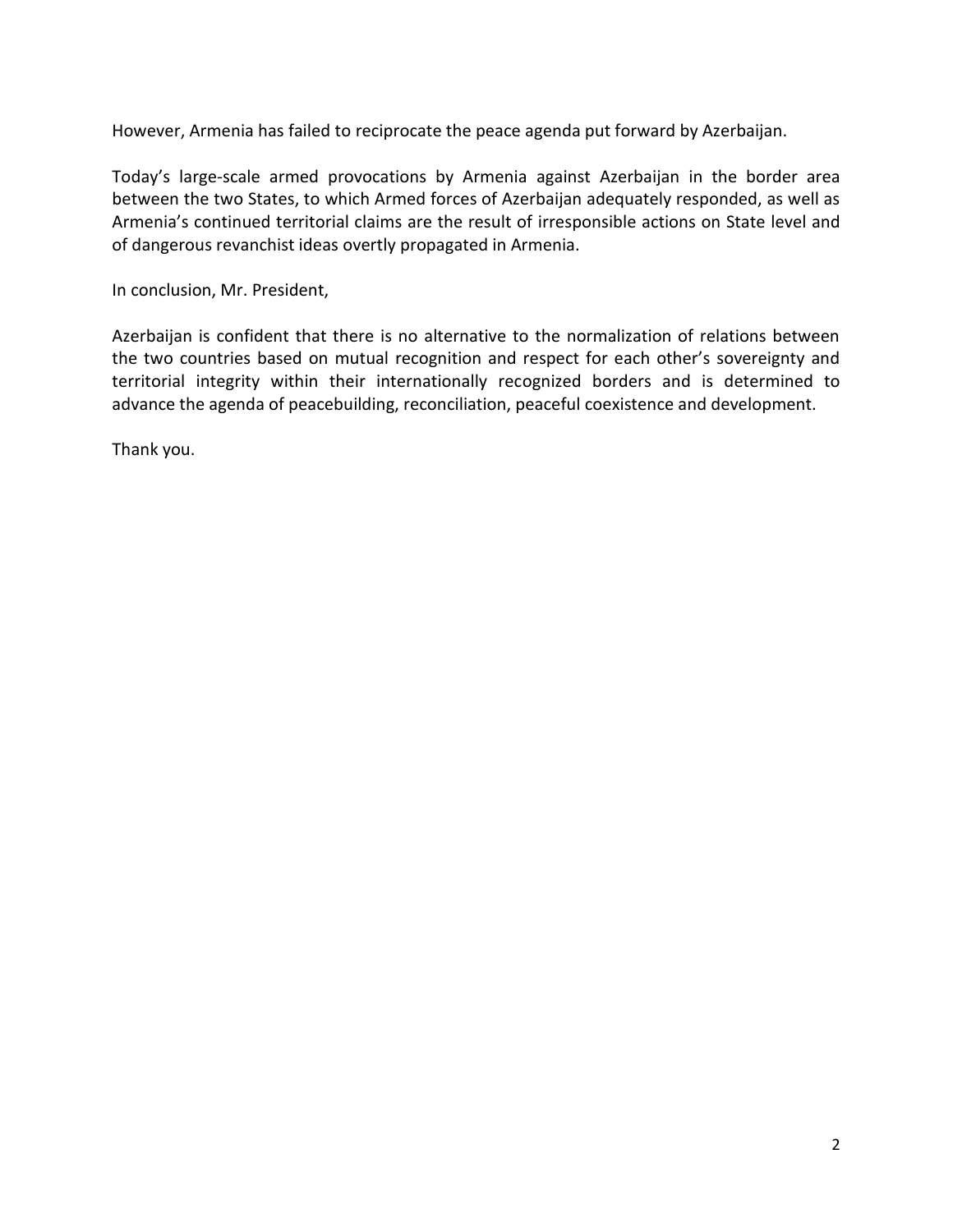However, Armenia has failed to reciprocate the peace agenda put forward by Azerbaijan.

Today's large-scale armed provocations by Armenia against Azerbaijan in the border area between the two States, to which Armed forces of Azerbaijan adequately responded, as well as Armenia's continued territorial claims are the result of irresponsible actions on State level and of dangerous revanchist ideas overtly propagated in Armenia.

In conclusion, Mr. President,

Azerbaijan is confident that there is no alternative to the normalization of relations between the two countries based on mutual recognition and respect for each other's sovereignty and territorial integrity within their internationally recognized borders and is determined to advance the agenda of peacebuilding, reconciliation, peaceful coexistence and development.

Thank you.